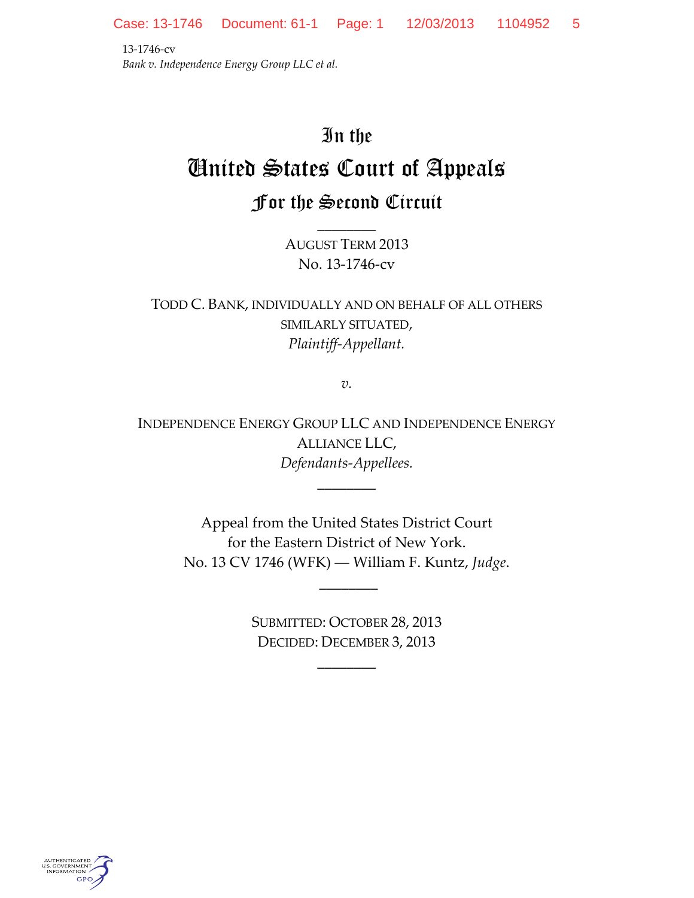13-1746-cv
*Bank v. Independence Energy Group LLC et al.*

# In the United States Court of Appeals For the Second Circuit

________

AUGUST TERM 2013
No. 13-1746-cv

TODD C. BANK, INDIVIDUALLY AND ON BEHALF OF ALL OTHERS SIMILARLY SITUATED,
*Plaintiff-Appellant.*

*v.*

INDEPENDENCE ENERGY GROUP LLC AND INDEPENDENCE ENERGY ALLIANCE LLC,
*Defendants-Appellees.*

________

Appeal from the United States District Court
for the Eastern District of New York.
No. 13 CV 1746 (WFK) — William F. Kuntz, *Judge*.

________

SUBMITTED: OCTOBER 28, 2013
DECIDED: DECEMBER 3, 2013

________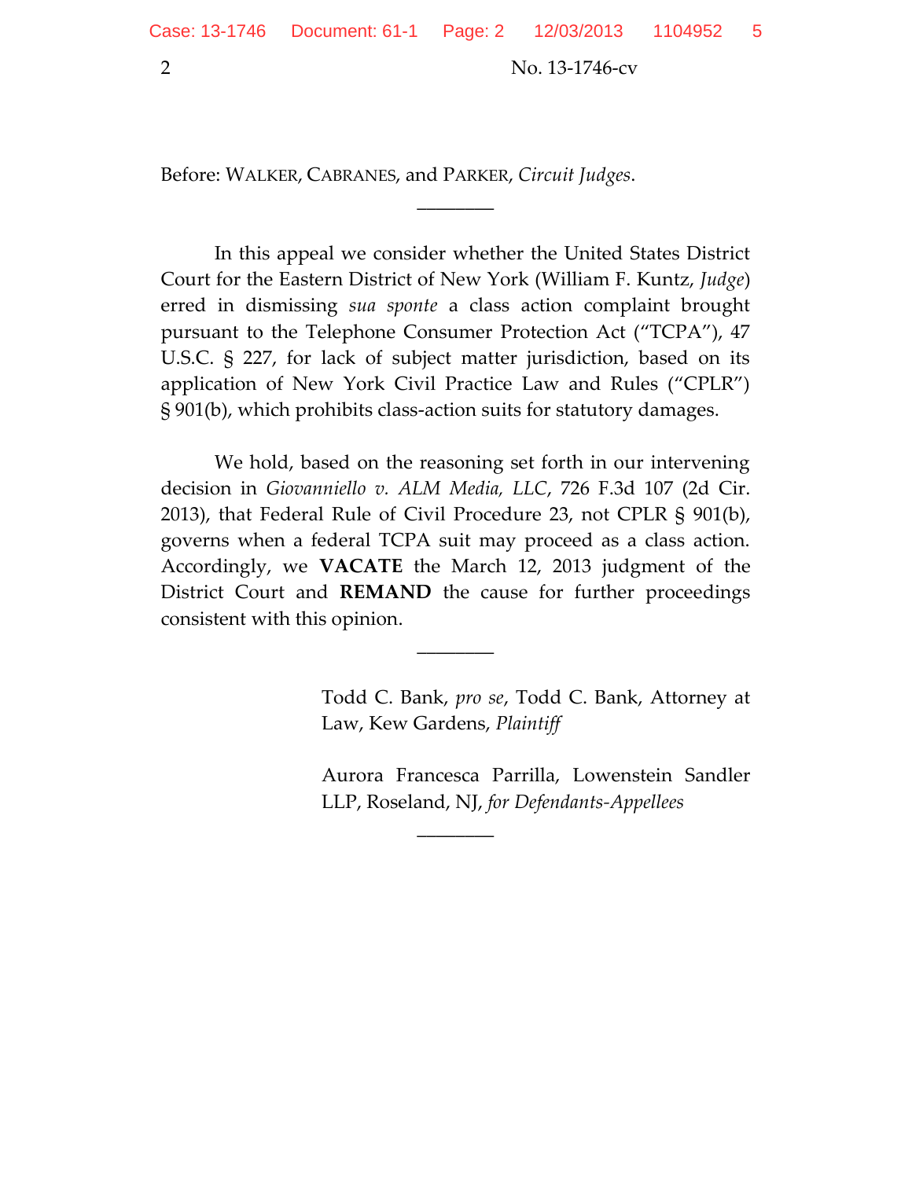Before: WALKER, CABRANES, and PARKER, *Circuit Judges*.

________

In this appeal we consider whether the United States District Court for the Eastern District of New York (William F. Kuntz, *Judge*) erred in dismissing *sua sponte* a class action complaint brought pursuant to the Telephone Consumer Protection Act ("TCPA"), 47 U.S.C. § 227, for lack of subject matter jurisdiction, based on its application of New York Civil Practice Law and Rules ("CPLR") § 901(b), which prohibits class-action suits for statutory damages.

We hold, based on the reasoning set forth in our intervening decision in *Giovanniello v. ALM Media, LLC*, 726 F.3d 107 (2d Cir. 2013), that Federal Rule of Civil Procedure 23, not CPLR § 901(b), governs when a federal TCPA suit may proceed as a class action. Accordingly, we **VACATE** the March 12, 2013 judgment of the District Court and **REMAND** the cause for further proceedings consistent with this opinion.

________

Todd C. Bank, *pro se*, Todd C. Bank, Attorney at Law, Kew Gardens, *Plaintiff*

Aurora Francesca Parrilla, Lowenstein Sandler LLP, Roseland, NJ, *for Defendants-Appellees*

________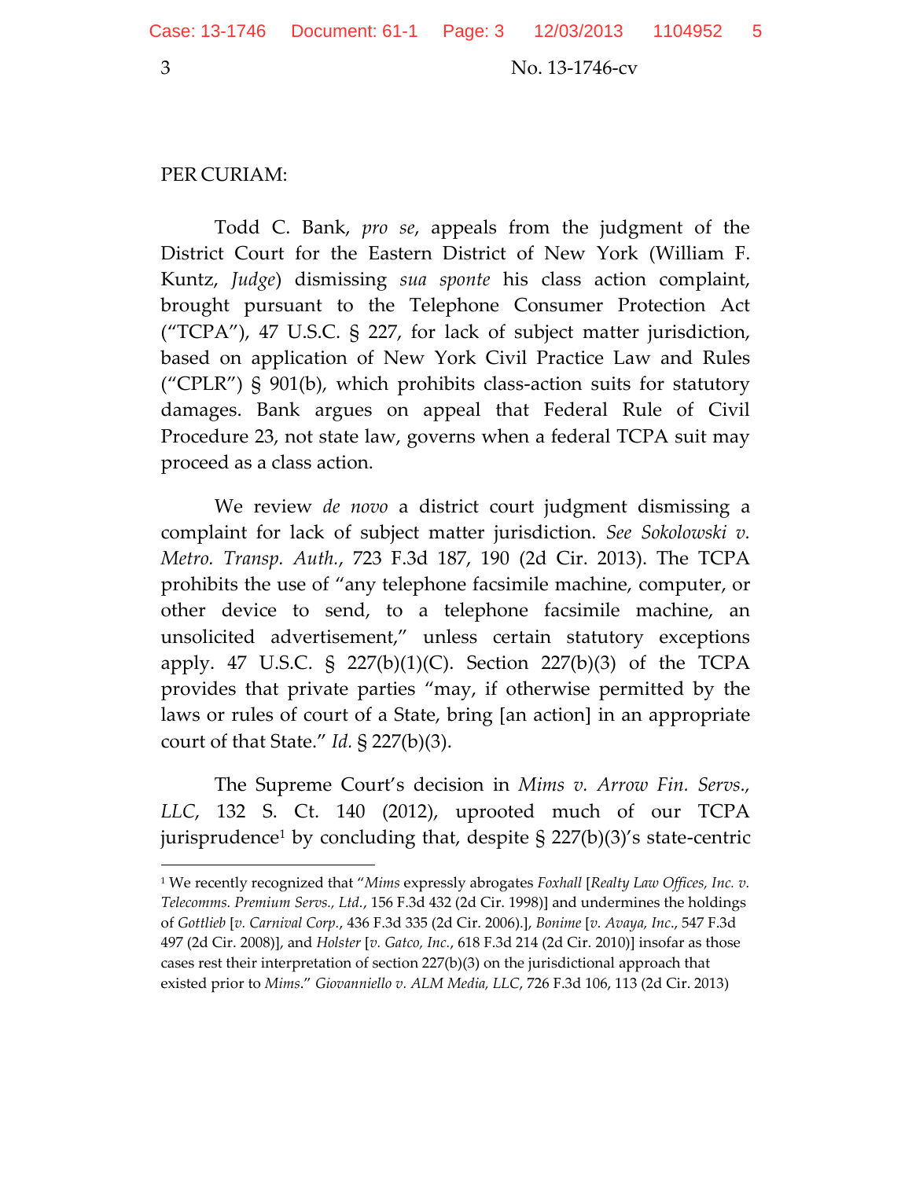PER CURIAM:

Todd C. Bank, *pro se*, appeals from the judgment of the District Court for the Eastern District of New York (William F. Kuntz, *Judge*) dismissing *sua sponte* his class action complaint, brought pursuant to the Telephone Consumer Protection Act ("TCPA"), 47 U.S.C. § 227, for lack of subject matter jurisdiction, based on application of New York Civil Practice Law and Rules ("CPLR") § 901(b), which prohibits class-action suits for statutory damages. Bank argues on appeal that Federal Rule of Civil Procedure 23, not state law, governs when a federal TCPA suit may proceed as a class action.

We review *de novo* a district court judgment dismissing a complaint for lack of subject matter jurisdiction. *See Sokolowski v. Metro. Transp. Auth.*, 723 F.3d 187, 190 (2d Cir. 2013). The TCPA prohibits the use of "any telephone facsimile machine, computer, or other device to send, to a telephone facsimile machine, an unsolicited advertisement," unless certain statutory exceptions apply. 47 U.S.C. § 227(b)(1)(C). Section 227(b)(3) of the TCPA provides that private parties "may, if otherwise permitted by the laws or rules of court of a State, bring [an action] in an appropriate court of that State." *Id.* § 227(b)(3).

The Supreme Court's decision in *Mims v. Arrow Fin. Servs., LLC*, 132 S. Ct. 140 (2012), uprooted much of our TCPA jurisprudence[1] by concluding that, despite § 227(b)(3)'s state-centric

---

[1] We recently recognized that "*Mims* expressly abrogates *Foxhall* [*Realty Law Offices, Inc. v. Telecomms. Premium Servs., Ltd.*, 156 F.3d 432 (2d Cir. 1998)] and undermines the holdings of *Gottlieb* [*v. Carnival Corp.*, 436 F.3d 335 (2d Cir. 2006).], *Bonime* [*v. Avaya, Inc*., 547 F.3d 497 (2d Cir. 2008)], and *Holster* [*v. Gatco, Inc.*, 618 F.3d 214 (2d Cir. 2010)] insofar as those cases rest their interpretation of section 227(b)(3) on the jurisdictional approach that existed prior to *Mims*." *Giovanniello v. ALM Media, LLC*, 726 F.3d 106, 113 (2d Cir. 2013)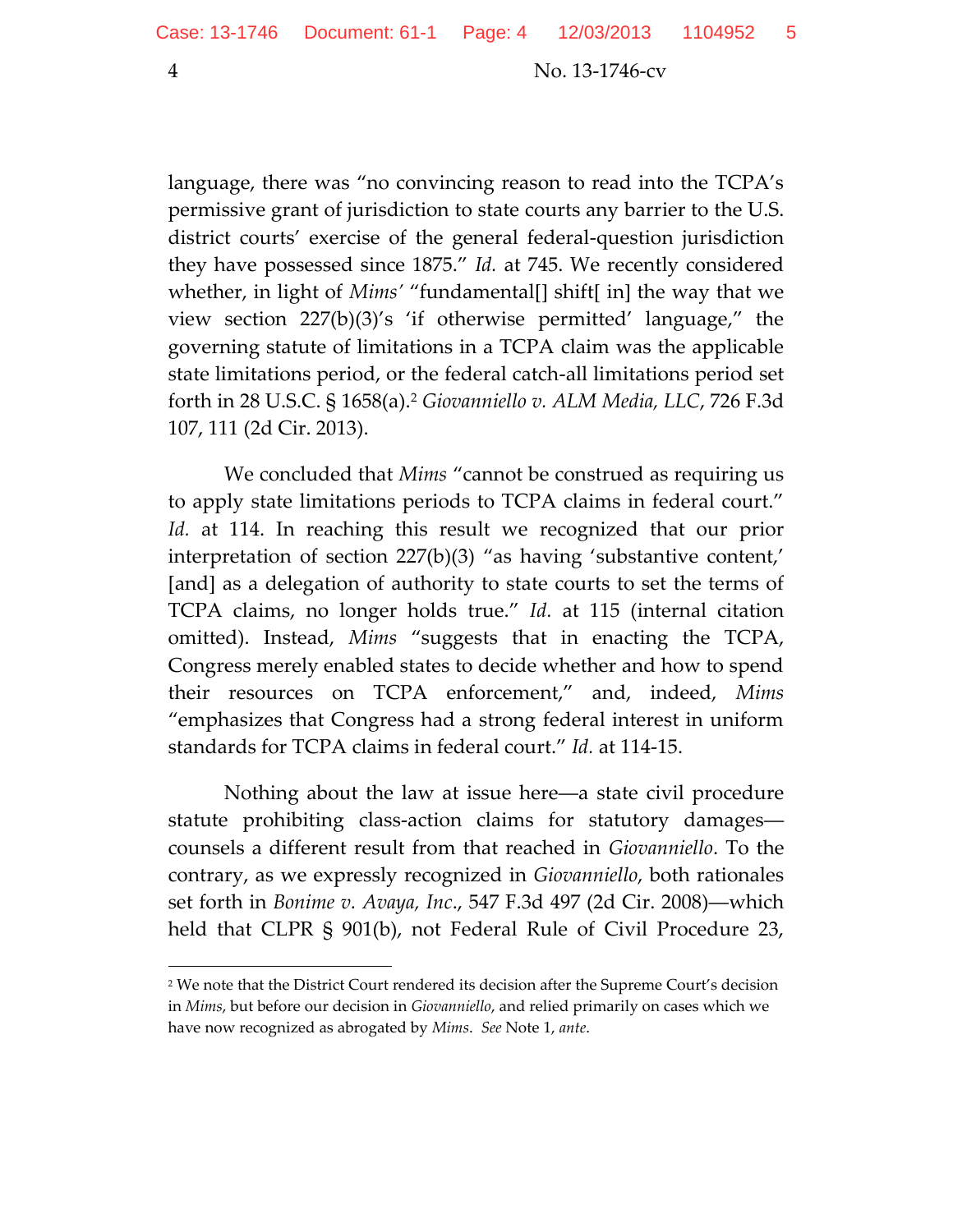language, there was "no convincing reason to read into the TCPA's permissive grant of jurisdiction to state courts any barrier to the U.S. district courts' exercise of the general federal-question jurisdiction they have possessed since 1875." *Id.* at 745. We recently considered whether, in light of *Mims'* "fundamental[] shift[ in] the way that we view section 227(b)(3)'s 'if otherwise permitted' language," the governing statute of limitations in a TCPA claim was the applicable state limitations period, or the federal catch-all limitations period set forth in 28 U.S.C. § 1658(a).[2] *Giovanniello v. ALM Media, LLC*, 726 F.3d 107, 111 (2d Cir. 2013).

We concluded that *Mims* "cannot be construed as requiring us to apply state limitations periods to TCPA claims in federal court." *Id.* at 114. In reaching this result we recognized that our prior interpretation of section 227(b)(3) "as having 'substantive content,' [and] as a delegation of authority to state courts to set the terms of TCPA claims, no longer holds true." *Id.* at 115 (internal citation omitted). Instead, *Mims* "suggests that in enacting the TCPA, Congress merely enabled states to decide whether and how to spend their resources on TCPA enforcement," and, indeed, *Mims* "emphasizes that Congress had a strong federal interest in uniform standards for TCPA claims in federal court." *Id.* at 114-15.

Nothing about the law at issue here—a state civil procedure statute prohibiting class-action claims for statutory damages—counsels a different result from that reached in *Giovanniello*. To the contrary, as we expressly recognized in *Giovanniello*, both rationales set forth in *Bonime v. Avaya, Inc*., 547 F.3d 497 (2d Cir. 2008)—which held that CLPR § 901(b), not Federal Rule of Civil Procedure 23,

---

[2] We note that the District Court rendered its decision after the Supreme Court's decision in *Mims*, but before our decision in *Giovanniello*, and relied primarily on cases which we have now recognized as abrogated by *Mims*. *See* Note 1, *ante*.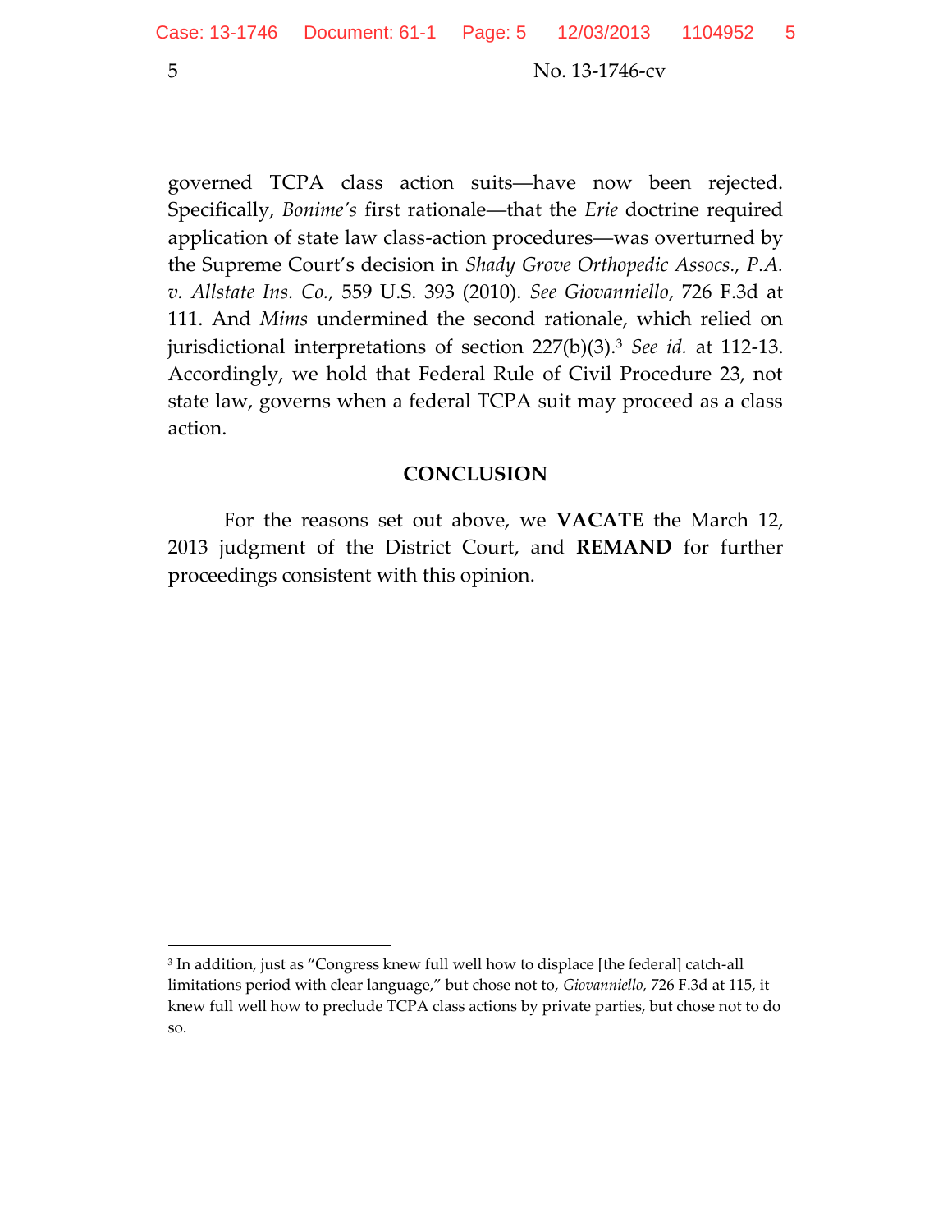governed TCPA class action suits—have now been rejected. Specifically, *Bonime's* first rationale—that the *Erie* doctrine required application of state law class-action procedures—was overturned by the Supreme Court's decision in *Shady Grove Orthopedic Assocs., P.A. v. Allstate Ins. Co.*, 559 U.S. 393 (2010). *See Giovanniello*, 726 F.3d at 111. And *Mims* undermined the second rationale, which relied on jurisdictional interpretations of section 227(b)(3).[3] *See id.* at 112-13. Accordingly, we hold that Federal Rule of Civil Procedure 23, not state law, governs when a federal TCPA suit may proceed as a class action.

## CONCLUSION

For the reasons set out above, we **VACATE** the March 12, 2013 judgment of the District Court, and **REMAND** for further proceedings consistent with this opinion.

---

[3] In addition, just as "Congress knew full well how to displace [the federal] catch-all limitations period with clear language," but chose not to, *Giovanniello*, 726 F.3d at 115, it knew full well how to preclude TCPA class actions by private parties, but chose not to do so.